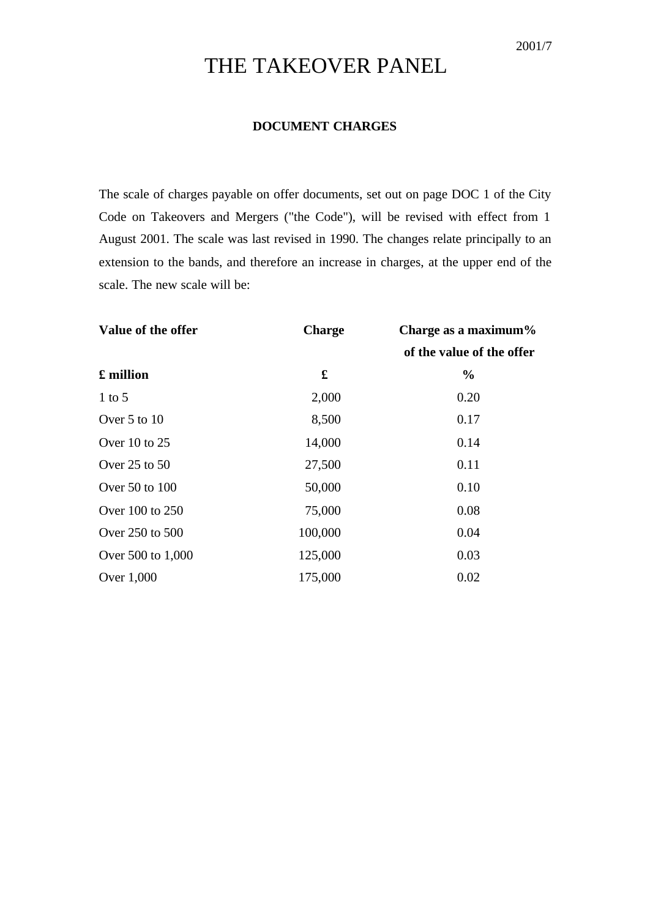2001/7

# THE TAKEOVER PANEL

## DOCUMENT CHARGES

The scale of charges payable on offer documents, set out on page DOC 1 of the City Code on Takeovers and Mergers ("the Code"), will be revised with effect from 1 August 2001. The scale was last revised in 1990. The changes relate principally to an extension to the bands, and therefore an increase in charges, at the upper end of the scale. The new scale will be:

| Value of the offer | Charge | Charge as a maximum% of the value of the offer |
|---|---|---|
| **£ million** | **£** | **%** |
| 1 to 5 | 2,000 | 0.20 |
| Over 5 to 10 | 8,500 | 0.17 |
| Over 10 to 25 | 14,000 | 0.14 |
| Over 25 to 50 | 27,500 | 0.11 |
| Over 50 to 100 | 50,000 | 0.10 |
| Over 100 to 250 | 75,000 | 0.08 |
| Over 250 to 500 | 100,000 | 0.04 |
| Over 500 to 1,000 | 125,000 | 0.03 |
| Over 1,000 | 175,000 | 0.02 |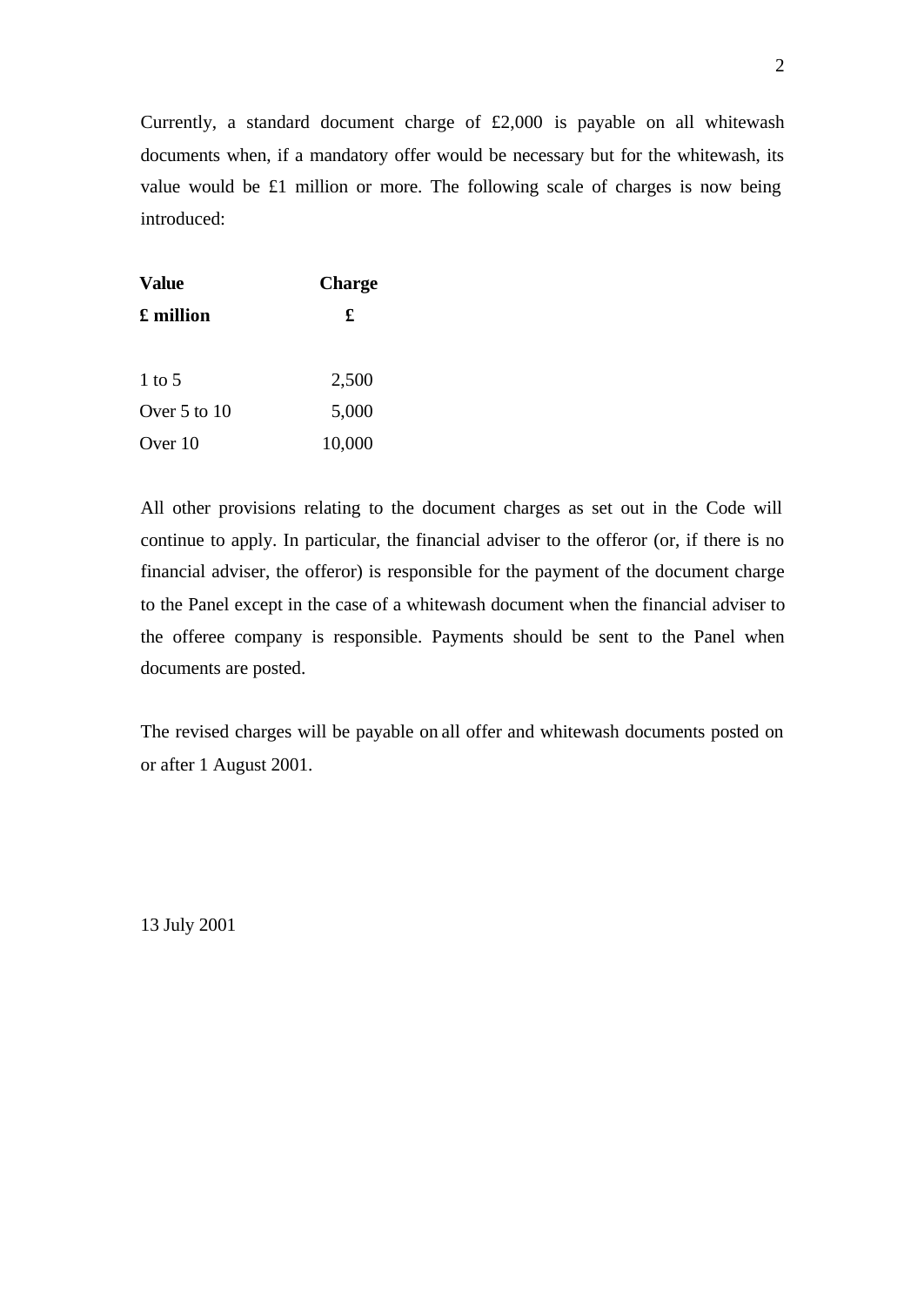Currently, a standard document charge of £2,000 is payable on all whitewash documents when, if a mandatory offer would be necessary but for the whitewash, its value would be £1 million or more. The following scale of charges is now being introduced:

| **Value** | **Charge** |
| --- | --- |
| **£ million** | **£** |
| 1 to 5 | 2,500 |
| Over 5 to 10 | 5,000 |
| Over 10 | 10,000 |

All other provisions relating to the document charges as set out in the Code will continue to apply. In particular, the financial adviser to the offeror (or, if there is no financial adviser, the offeror) is responsible for the payment of the document charge to the Panel except in the case of a whitewash document when the financial adviser to the offeree company is responsible. Payments should be sent to the Panel when documents are posted.

The revised charges will be payable on all offer and whitewash documents posted on or after 1 August 2001.

13 July 2001